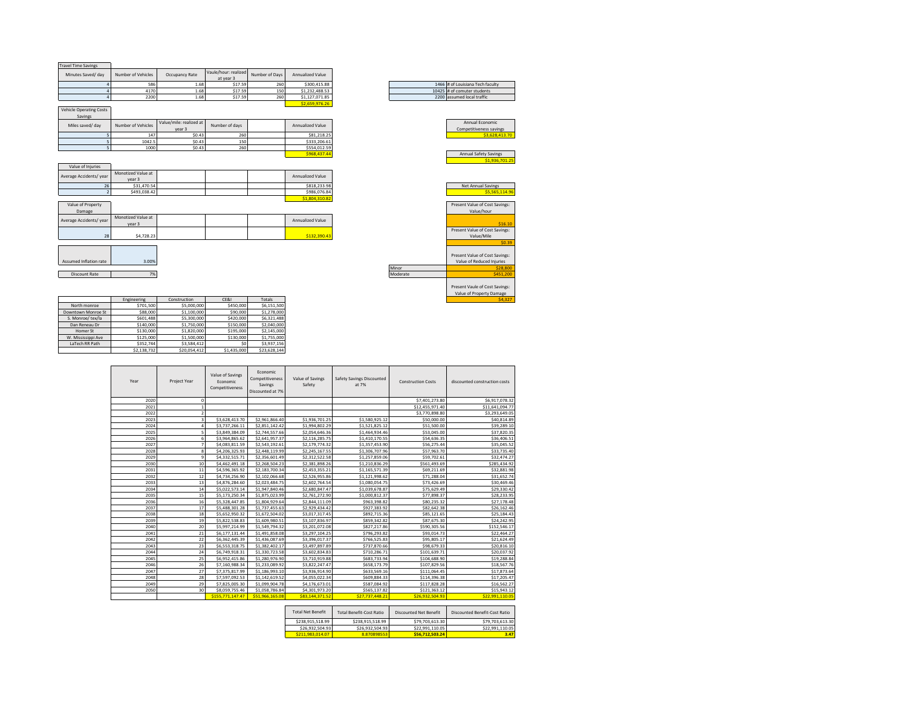**Travel Time Savings**

| Minutes Saved/ day | Number of Vehicles | Occupancy Rate | Vaule/hour: realized at year 3 | Number of Days | Annualized Value |
|---|---|---|---|---|---|
| 4 | 586 | 1.68 | $17.59 | 260 | $300,415.88 |
| 4 | 4170 | 1.68 | $17.59 | 150 | $1,232,488.53 |
| 4 | 2200 | 1.68 | $17.59 | 260 | $1,127,071.85 |
| | | | | | $2,659,976.26 |

| | |
|---|---|
| 1466 | # of Louisiana Tech faculty |
| 10425 | # of comuter students |
| 2200 | assumed local traffic |

**Vehicle Operating Costs Savings**

| Miles saved/ day | Number of Vehicles | Value/mile: realized at year 3 | Number of days | | Annualized Value |
|---|---|---|---|---|---|
| 5 | 147 | $0.43 | 260 | | $81,218.25 |
| 5 | 1042.5 | $0.43 | 150 | | $333,206.61 |
| 5 | 1000 | $0.43 | 260 | | $554,012.59 |
| | | | | | $968,437.44 |

**Value of Injuries**

| Average Accidents/ year | Monotized Value at year 3 | | | | Annualized Value |
|---|---|---|---|---|---|
| 26 | $31,470.54 | | | | $818,233.98 |
| 2 | $493,038.42 | | | | $986,076.84 |
| | | | | | $1,804,310.82 |

**Value of Property Damage**

| Average Accidents/ year | Monotized Value at year 3 | | | | Annualized Value |
|---|---|---|---|---|---|
| 28 | $4,728.23 | | | | $132,390.43 |

| | |
|---|---|
| Assumed Inflation rate | 3.00% |
| Discount Rate | 7% |

| | |
|---|---|
| Annual Economic Competitiveness savings | $3,628,413.70 |
| Annual Safety Savings | $1,936,701.25 |
| Net Annual Savings | $5,565,114.96 |
| Present Value of Cost Savings: Value/hour | $16.10 |
| Present Value of Cost Savings: Value/Mile | $0.39 |
| Present Value of Cost Savings: Value of Reduced Injuries | |
| Minor | $28,800 |
| Moderate | $451,200 |
| Present Vaule of Cost Savings: Value of Property Damage | $4,327 |

| | Engineering | Construction | CE&I | Totals |
|---|---|---|---|---|
| North monroe | $701,500 | $5,000,000 | $450,000 | $6,151,500 |
| Downtown Monroe St | $88,000 | $1,100,000 | $90,000 | $1,278,000 |
| S. Monroe/ tex/la | $601,488 | $5,300,000 | $420,000 | $6,321,488 |
| Dan Reneau Dr | $140,000 | $1,750,000 | $150,000 | $2,040,000 |
| Homer St | $130,000 | $1,820,000 | $195,000 | $2,145,000 |
| W. Mississippi Ave | $125,000 | $1,500,000 | $130,000 | $1,755,000 |
| LaTech RR Path | $352,744 | $3,584,412 | $0 | $3,937,156 |
| | $2,138,732 | $20,054,412 | $1,435,000 | $23,628,144 |

| Year | Project Year | Value of Savings Economic Competitiveness | Economic Competitiveness Savings Discounted at 7% | Value of Savings Safety | Safety Savings Discounted at 7% | Construction Costs | discounted construction costs |
|---|---|---|---|---|---|---|---|
| 2020 | 0 | | | | | $7,401,273.80 | $6,917,078.32 |
| 2021 | 1 | | | | | $12,455,971.40 | $11,641,094.77 |
| 2022 | 2 | | | | | $3,770,898.80 | $3,293,649.05 |
| 2023 | 3 | $3,628,413.70 | $2,961,866.40 | $1,936,701.25 | $1,580,925.12 | $50,000.00 | $40,814.89 |
| 2024 | 4 | $3,737,266.11 | $2,851,142.42 | $1,994,802.29 | $1,521,825.12 | $51,500.00 | $39,289.10 |
| 2025 | 5 | $3,849,384.09 | $2,744,557.66 | $2,054,646.36 | $1,464,934.46 | $53,045.00 | $37,820.35 |
| 2026 | 6 | $3,964,865.62 | $2,641,957.37 | $2,116,285.75 | $1,410,170.55 | $54,636.35 | $36,406.51 |
| 2027 | 7 | $4,083,811.59 | $2,543,192.61 | $2,179,774.32 | $1,357,453.90 | $56,275.44 | $35,045.52 |
| 2028 | 8 | $4,206,325.93 | $2,448,119.99 | $2,245,167.55 | $1,306,707.96 | $57,963.70 | $33,735.40 |
| 2029 | 9 | $4,332,515.71 | $2,356,601.49 | $2,312,522.58 | $1,257,859.06 | $59,702.61 | $32,474.27 |
| 2030 | 10 | $4,462,491.18 | $2,268,504.23 | $2,381,898.26 | $1,210,836.29 | $561,493.69 | $285,434.92 |
| 2031 | 11 | $4,596,365.92 | $2,183,700.34 | $2,453,355.21 | $1,165,571.39 | $69,211.69 | $32,881.98 |
| 2032 | 12 | $4,734,256.90 | $2,102,066.68 | $2,526,955.86 | $1,121,998.62 | $71,288.04 | $31,652.74 |
| 2033 | 13 | $4,876,284.60 | $2,023,484.75 | $2,602,764.54 | $1,080,054.75 | $73,426.69 | $30,469.46 |
| 2034 | 14 | $5,022,573.14 | $1,947,840.46 | $2,680,847.47 | $1,039,678.87 | $75,629.49 | $29,330.42 |
| 2035 | 15 | $5,173,250.34 | $1,875,023.99 | $2,761,272.90 | $1,000,812.37 | $77,898.37 | $28,233.95 |
| 2036 | 16 | $5,328,447.85 | $1,804,929.64 | $2,844,111.09 | $963,398.82 | $80,235.32 | $27,178.48 |
| 2037 | 17 | $5,488,301.28 | $1,737,455.63 | $2,929,434.42 | $927,383.92 | $82,642.38 | $26,162.46 |
| 2038 | 18 | $5,652,950.32 | $1,672,504.02 | $3,017,317.45 | $892,715.36 | $85,121.65 | $25,184.43 |
| 2039 | 19 | $5,822,538.83 | $1,609,980.51 | $3,107,836.97 | $859,342.82 | $87,675.30 | $24,242.95 |
| 2040 | 20 | $5,997,214.99 | $1,549,794.32 | $3,201,072.08 | $827,217.86 | $590,305.56 | $152,546.17 |
| 2041 | 21 | $6,177,131.44 | $1,491,858.08 | $3,297,104.25 | $796,293.82 | $93,014.73 | $22,464.27 |
| 2042 | 22 | $6,362,445.39 | $1,436,087.69 | $3,396,017.37 | $766,525.83 | $95,805.17 | $21,624.49 |
| 2043 | 23 | $6,553,318.75 | $1,382,402.17 | $3,497,897.89 | $737,870.66 | $98,679.33 | $20,816.10 |
| 2044 | 24 | $6,749,918.31 | $1,330,723.58 | $3,602,834.83 | $710,286.71 | $101,639.71 | $20,037.92 |
| 2045 | 25 | $6,952,415.86 | $1,280,976.90 | $3,710,919.88 | $683,733.94 | $104,688.90 | $19,288.84 |
| 2046 | 26 | $7,160,988.34 | $1,233,089.92 | $3,822,247.47 | $658,173.79 | $107,829.56 | $18,567.76 |
| 2047 | 27 | $7,375,817.99 | $1,186,993.10 | $3,936,914.90 | $633,569.16 | $111,064.45 | $17,873.64 |
| 2048 | 28 | $7,597,092.53 | $1,142,619.52 | $4,055,022.34 | $609,884.33 | $114,396.38 | $17,205.47 |
| 2049 | 29 | $7,825,005.30 | $1,099,904.78 | $4,176,673.01 | $587,084.92 | $117,828.28 | $16,562.27 |
| 2050 | 30 | $8,059,755.46 | $1,058,786.84 | $4,301,973.20 | $565,137.82 | $121,363.12 | $15,943.12 |
| | | $155,771,147.47 | $51,966,165.08 | $83,144,371.52 | $27,737,448.21 | $26,932,504.93 | $22,991,110.05 |

| Total Net Benefit | Total Benefit-Cost Ratio | Discounted Net Benefit | Discounted Benefit-Cost Ratio |
|---|---|---|---|
| $238,915,518.99 | $238,915,518.99 | $79,703,613.30 | $79,703,613.30 |
| $26,932,504.93 | $26,932,504.93 | $22,991,110.05 | $22,991,110.05 |
| $211,983,014.07 | 8.870898553 | $56,712,503.24 | 3.47 |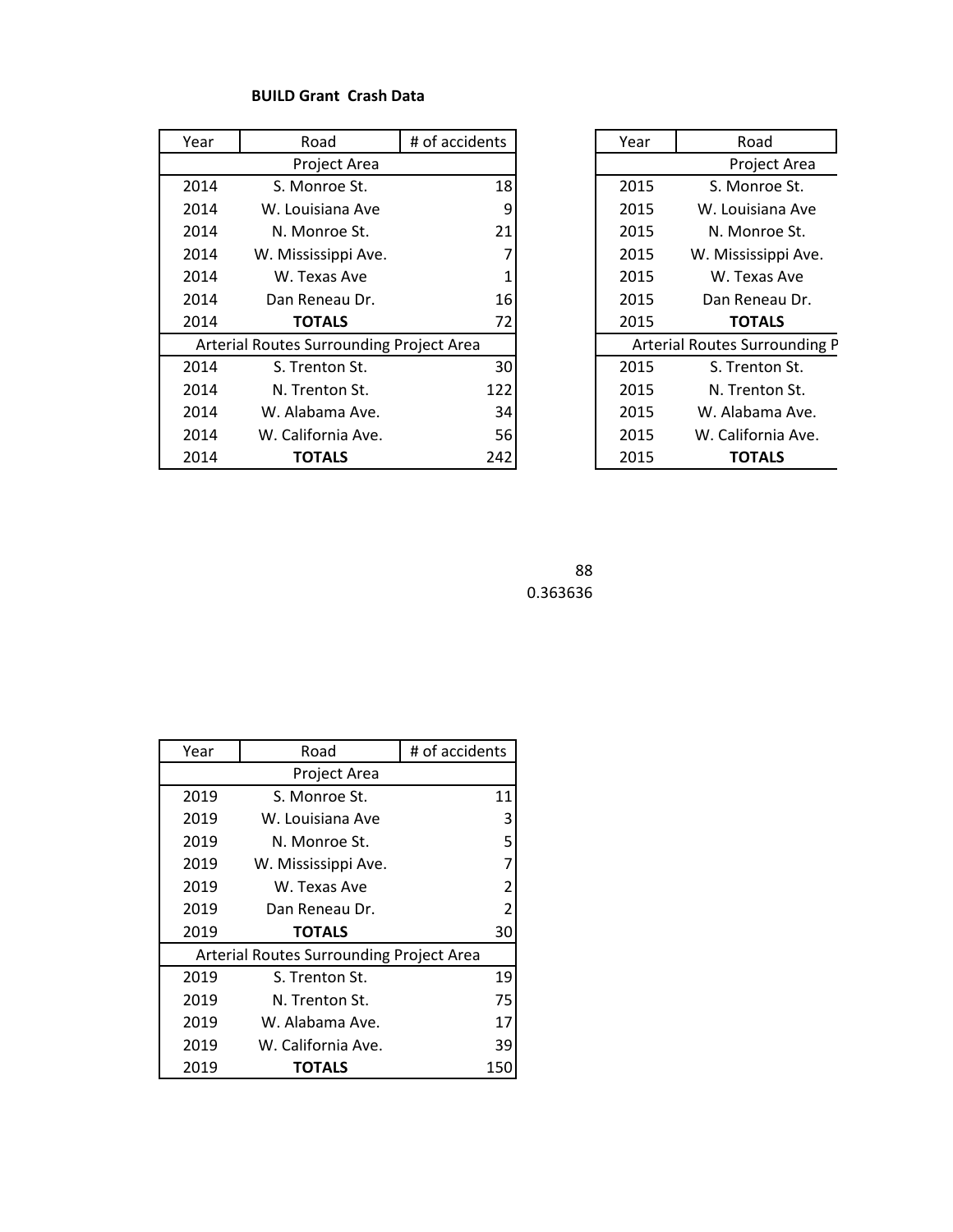**BUILD Grant Crash Data**

| Year | Road | # of accidents |
|---|---|---|
| | Project Area | |
| 2014 | S. Monroe St. | 18 |
| 2014 | W. Louisiana Ave | 9 |
| 2014 | N. Monroe St. | 21 |
| 2014 | W. Mississippi Ave. | 7 |
| 2014 | W. Texas Ave | 1 |
| 2014 | Dan Reneau Dr. | 16 |
| 2014 | **TOTALS** | 72 |
| | Arterial Routes Surrounding Project Area | |
| 2014 | S. Trenton St. | 30 |
| 2014 | N. Trenton St. | 122 |
| 2014 | W. Alabama Ave. | 34 |
| 2014 | W. California Ave. | 56 |
| 2014 | **TOTALS** | 242 |

| Year | Road |
|---|---|
| | Project Area |
| 2015 | S. Monroe St. |
| 2015 | W. Louisiana Ave |
| 2015 | N. Monroe St. |
| 2015 | W. Mississippi Ave. |
| 2015 | W. Texas Ave |
| 2015 | Dan Reneau Dr. |
| 2015 | **TOTALS** |
| | Arterial Routes Surrounding P |
| 2015 | S. Trenton St. |
| 2015 | N. Trenton St. |
| 2015 | W. Alabama Ave. |
| 2015 | W. California Ave. |
| 2015 | **TOTALS** |

88

0.363636

| Year | Road | # of accidents |
|---|---|---|
| | Project Area | |
| 2019 | S. Monroe St. | 11 |
| 2019 | W. Louisiana Ave | 3 |
| 2019 | N. Monroe St. | 5 |
| 2019 | W. Mississippi Ave. | 7 |
| 2019 | W. Texas Ave | 2 |
| 2019 | Dan Reneau Dr. | 2 |
| 2019 | **TOTALS** | 30 |
| | Arterial Routes Surrounding Project Area | |
| 2019 | S. Trenton St. | 19 |
| 2019 | N. Trenton St. | 75 |
| 2019 | W. Alabama Ave. | 17 |
| 2019 | W. California Ave. | 39 |
| 2019 | **TOTALS** | 150 |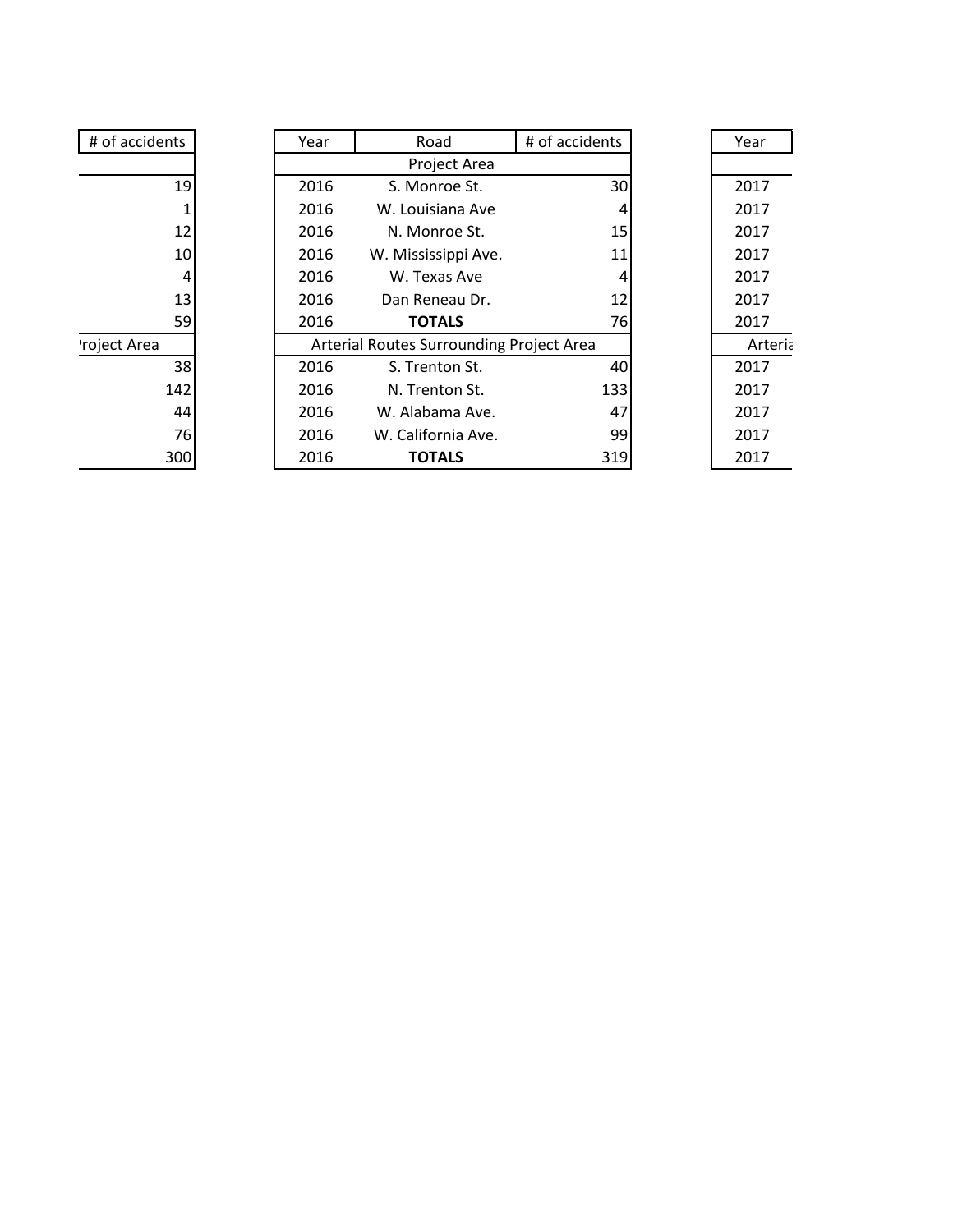| # of accidents |
|---|
| |
| 19 |
| 1 |
| 12 |
| 10 |
| 4 |
| 13 |
| 59 |
| 'roject Area |
| 38 |
| 142 |
| 44 |
| 76 |
| 300 |

| Year | Road | # of accidents |
|---|---|---|
| Project Area | | |
| 2016 | S. Monroe St. | 30 |
| 2016 | W. Louisiana Ave | 4 |
| 2016 | N. Monroe St. | 15 |
| 2016 | W. Mississippi Ave. | 11 |
| 2016 | W. Texas Ave | 4 |
| 2016 | Dan Reneau Dr. | 12 |
| 2016 | **TOTALS** | 76 |
| Arterial Routes Surrounding Project Area | | |
| 2016 | S. Trenton St. | 40 |
| 2016 | N. Trenton St. | 133 |
| 2016 | W. Alabama Ave. | 47 |
| 2016 | W. California Ave. | 99 |
| 2016 | **TOTALS** | 319 |

| Year |
|---|
| |
| 2017 |
| 2017 |
| 2017 |
| 2017 |
| 2017 |
| 2017 |
| 2017 |
| Arteria |
| 2017 |
| 2017 |
| 2017 |
| 2017 |
| 2017 |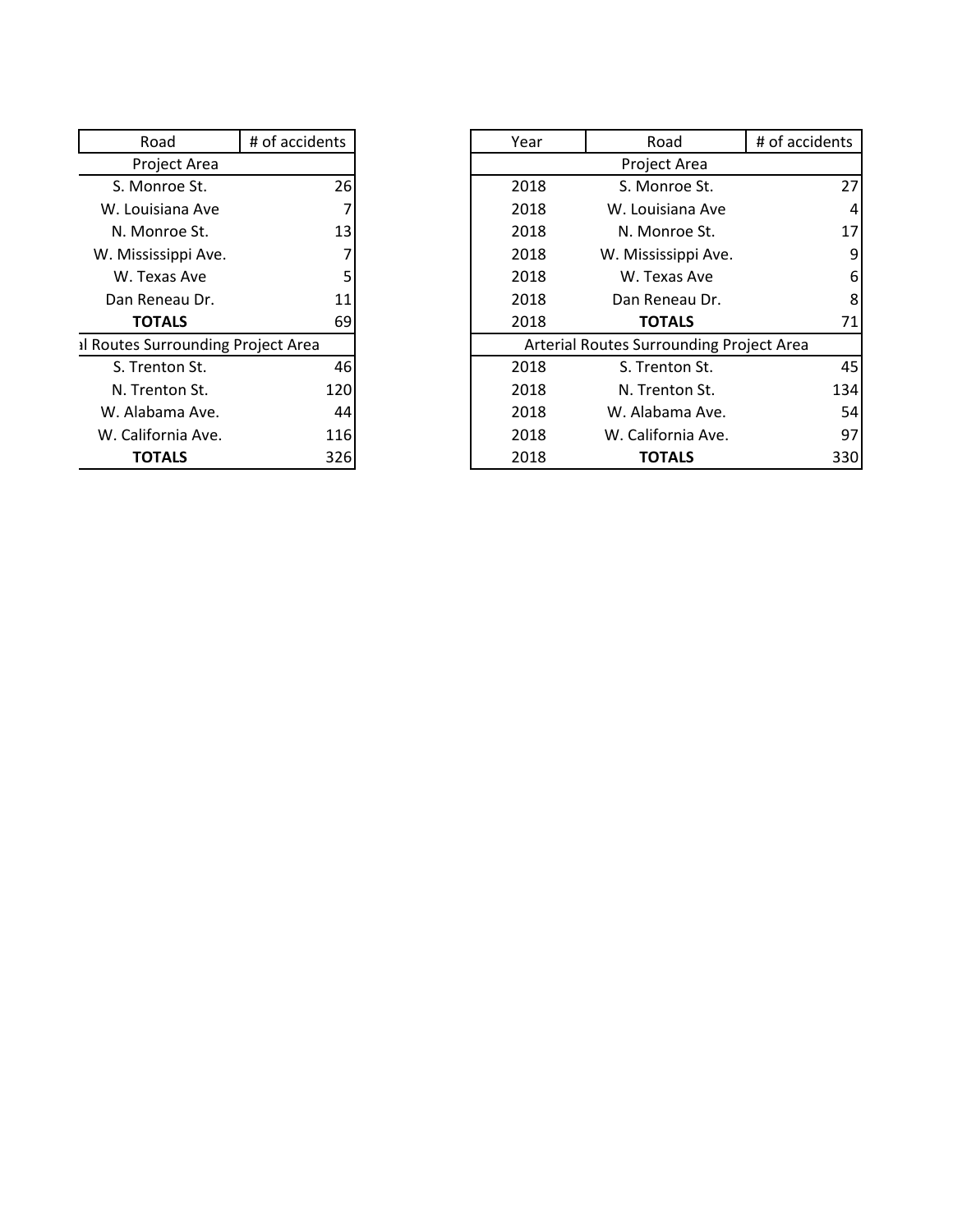| Road | # of accidents |
|---|---|
| Project Area | |
| S. Monroe St. | 26 |
| W. Louisiana Ave | 7 |
| N. Monroe St. | 13 |
| W. Mississippi Ave. | 7 |
| W. Texas Ave | 5 |
| Dan Reneau Dr. | 11 |
| **TOTALS** | 69 |
| al Routes Surrounding Project Area | |
| S. Trenton St. | 46 |
| N. Trenton St. | 120 |
| W. Alabama Ave. | 44 |
| W. California Ave. | 116 |
| **TOTALS** | 326 |

| Year | Road | # of accidents |
|---|---|---|
| | Project Area | |
| 2018 | S. Monroe St. | 27 |
| 2018 | W. Louisiana Ave | 4 |
| 2018 | N. Monroe St. | 17 |
| 2018 | W. Mississippi Ave. | 9 |
| 2018 | W. Texas Ave | 6 |
| 2018 | Dan Reneau Dr. | 8 |
| 2018 | **TOTALS** | 71 |
| | Arterial Routes Surrounding Project Area | |
| 2018 | S. Trenton St. | 45 |
| 2018 | N. Trenton St. | 134 |
| 2018 | W. Alabama Ave. | 54 |
| 2018 | W. California Ave. | 97 |
| 2018 | **TOTALS** | 330 |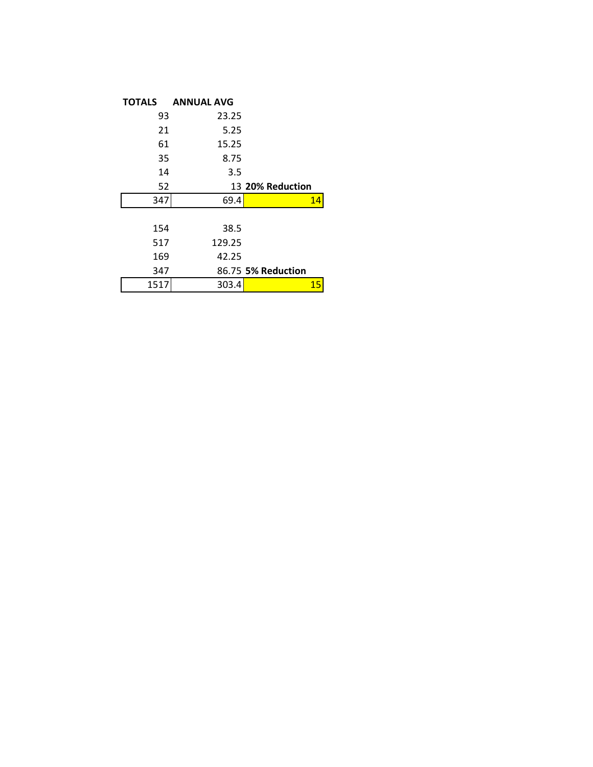| TOTALS | ANNUAL AVG | |
|---|---|---|
| 93 | 23.25 | |
| 21 | 5.25 | |
| 61 | 15.25 | |
| 35 | 8.75 | |
| 14 | 3.5 | |
| 52 | 13 | **20% Reduction** |
| 347 | 69.4 | 14 |
| | | |
| 154 | 38.5 | |
| 517 | 129.25 | |
| 169 | 42.25 | |
| 347 | 86.75 | **5% Reduction** |
| 1517 | 303.4 | 15 |